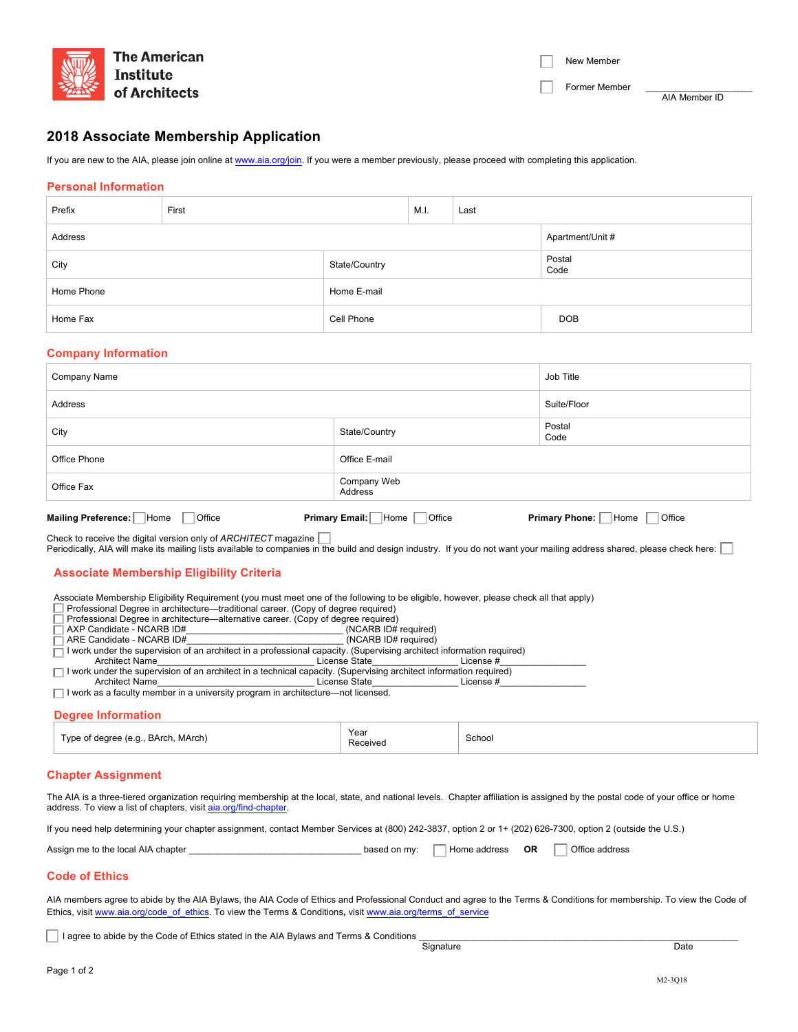The American Institute of Architects

☐ New Member

☐ Former Member ____________________ AIA Member ID

# 2018 Associate Membership Application

If you are new to the AIA, please join online at www.aia.org/join. If you were a member previously, please proceed with completing this application.

## Personal Information

| Prefix | First | | M.I. | Last |
|---|---|---|---|---|
| Address | | | | Apartment/Unit # |
| City | | State/Country | | Postal Code |
| Home Phone | | Home E-mail | | |
| Home Fax | | Cell Phone | | DOB |

## Company Information

| Company Name | | Job Title |
|---|---|---|
| Address | | Suite/Floor |
| City | State/Country | Postal Code |
| Office Phone | Office E-mail | |
| Office Fax | Company Web Address | |

**Mailing Preference:** ☐ Home ☐ Office  **Primary Email:** ☐ Home ☐ Office  **Primary Phone:** ☐ Home ☐ Office

Check to receive the digital version only of *ARCHITECT* magazine ☐

Periodically, AIA will make its mailing lists available to companies in the build and design industry. If you do not want your mailing address shared, please check here: ☐

## Associate Membership Eligibility Criteria

Associate Membership Eligibility Requirement (you must meet one of the following to be eligible, however, please check all that apply)

- ☐ Professional Degree in architecture—traditional career. (Copy of degree required)
- ☐ Professional Degree in architecture—alternative career. (Copy of degree required)
- ☐ AXP Candidate - NCARB ID#________________________________ (NCARB ID# required)
- ☐ ARE Candidate - NCARB ID#________________________________ (NCARB ID# required)
- ☐ I work under the supervision of an architect in a professional capacity. (Supervising architect information required)
  Architect Name______________________________ License State________________ License #________________
- ☐ I work under the supervision of an architect in a technical capacity. (Supervising architect information required)
  Architect Name______________________________ License State________________ License #________________
- ☐ I work as a faculty member in a university program in architecture—not licensed.

## Degree Information

| Type of degree (e.g., BArch, MArch) | Year Received | School |
|---|---|---|

## Chapter Assignment

The AIA is a three-tiered organization requiring membership at the local, state, and national levels. Chapter affiliation is assigned by the postal code of your office or home address. To view a list of chapters, visit aia.org/find-chapter.

If you need help determining your chapter assignment, contact Member Services at (800) 242-3837, option 2 or 1+ (202) 626-7300, option 2 (outside the U.S.)

Assign me to the local AIA chapter ________________________________ based on my: ☐ Home address **OR** ☐ Office address

## Code of Ethics

AIA members agree to abide by the AIA Bylaws, the AIA Code of Ethics and Professional Conduct and agree to the Terms & Conditions for membership. To view the Code of Ethics, visit www.aia.org/code_of_ethics. To view the Terms & Conditions, visit www.aia.org/terms_of_service

☐ I agree to abide by the Code of Ethics stated in the AIA Bylaws and Terms & Conditions ______________________________________________

Signature  Date

M2-3Q18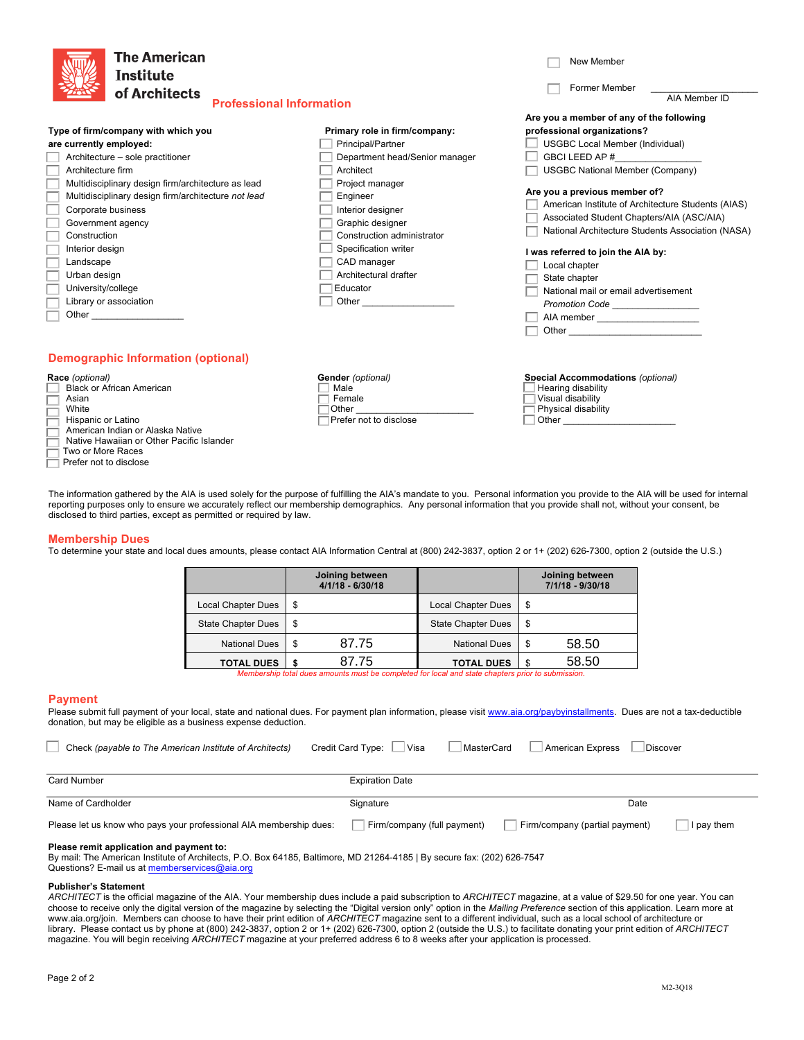The American Institute of Architects

## Professional Information

- [ ] New Member
- [ ] Former Member ____________ AIA Member ID

**Type of firm/company with which you are currently employed:**

- [ ] Architecture – sole practitioner
- [ ] Architecture firm
- [ ] Multidisciplinary design firm/architecture as lead
- [ ] Multidisciplinary design firm/architecture *not lead*
- [ ] Corporate business
- [ ] Government agency
- [ ] Construction
- [ ] Interior design
- [ ] Landscape
- [ ] Urban design
- [ ] University/college
- [ ] Library or association
- [ ] Other __________________

**Primary role in firm/company:**

- [ ] Principal/Partner
- [ ] Department head/Senior manager
- [ ] Architect
- [ ] Project manager
- [ ] Engineer
- [ ] Interior designer
- [ ] Graphic designer
- [ ] Construction administrator
- [ ] Specification writer
- [ ] CAD manager
- [ ] Architectural drafter
- [ ] Educator
- [ ] Other __________________

**Are you a member of any of the following professional organizations?**

- [ ] USGBC Local Member (Individual)
- [ ] GBCI LEED AP # ________________
- [ ] USGBC National Member (Company)

**Are you a previous member of?**

- [ ] American Institute of Architecture Students (AIAS)
- [ ] Associated Student Chapters/AIA (ASC/AIA)
- [ ] National Architecture Students Association (NASA)

**I was referred to join the AIA by:**

- [ ] Local chapter
- [ ] State chapter
- [ ] National mail or email advertisement
  *Promotion Code* ________________
- [ ] AIA member ________________
- [ ] Other ________________________

## Demographic Information (optional)

**Race** *(optional)*

- [ ] Black or African American
- [ ] Asian
- [ ] White
- [ ] Hispanic or Latino
- [ ] American Indian or Alaska Native
- [ ] Native Hawaiian or Other Pacific Islander
- [ ] Two or More Races
- [ ] Prefer not to disclose

**Gender** *(optional)*

- [ ] Male
- [ ] Female
- [ ] Other ______________________
- [ ] Prefer not to disclose

**Special Accommodations** *(optional)*

- [ ] Hearing disability
- [ ] Visual disability
- [ ] Physical disability
- [ ] Other ______________________

The information gathered by the AIA is used solely for the purpose of fulfilling the AIA's mandate to you. Personal information you provide to the AIA will be used for internal reporting purposes only to ensure we accurately reflect our membership demographics. Any personal information that you provide shall not, without your consent, be disclosed to third parties, except as permitted or required by law.

## Membership Dues

To determine your state and local dues amounts, please contact AIA Information Central at (800) 242-3837, option 2 or 1+ (202) 626-7300, option 2 (outside the U.S.)

| | Joining between 4/1/18 - 6/30/18 | | Joining between 7/1/18 - 9/30/18 |
|---|---|---|---|
| Local Chapter Dues | $ | Local Chapter Dues | $ |
| State Chapter Dues | $ | State Chapter Dues | $ |
| National Dues | $ 87.75 | National Dues | $ 58.50 |
| **TOTAL DUES** | **$** 87.75 | **TOTAL DUES** | $ 58.50 |

*Membership total dues amounts must be completed for local and state chapters prior to submission.*

## Payment

Please submit full payment of your local, state and national dues. For payment plan information, please visit www.aia.org/paybyinstallments. Dues are not a tax-deductible donation, but may be eligible as a business expense deduction.

- [ ] Check *(payable to The American Institute of Architects)*

Credit Card Type: [ ] Visa [ ] MasterCard [ ] American Express [ ] Discover

Card Number ____________ Expiration Date ____________

Name of Cardholder ____________ Signature ____________ Date ____________

Please let us know who pays your professional AIA membership dues: [ ] Firm/company (full payment) [ ] Firm/company (partial payment) [ ] I pay them

**Please remit application and payment to:**
By mail: The American Institute of Architects, P.O. Box 64185, Baltimore, MD 21264-4185 | By secure fax: (202) 626-7547
Questions? E-mail us at memberservices@aia.org

**Publisher's Statement**
*ARCHITECT* is the official magazine of the AIA. Your membership dues include a paid subscription to *ARCHITECT* magazine, at a value of $29.50 for one year. You can choose to receive only the digital version of the magazine by selecting the "Digital version only" option in the *Mailing Preference* section of this application. Learn more at www.aia.org/join. Members can choose to have their print edition of *ARCHITECT* magazine sent to a different individual, such as a local school of architecture or library. Please contact us by phone at (800) 242-3837, option 2 or 1+ (202) 626-7300, option 2 (outside the U.S.) to facilitate donating your print edition of *ARCHITECT* magazine. You will begin receiving *ARCHITECT* magazine at your preferred address 6 to 8 weeks after your application is processed.

M2-3Q18